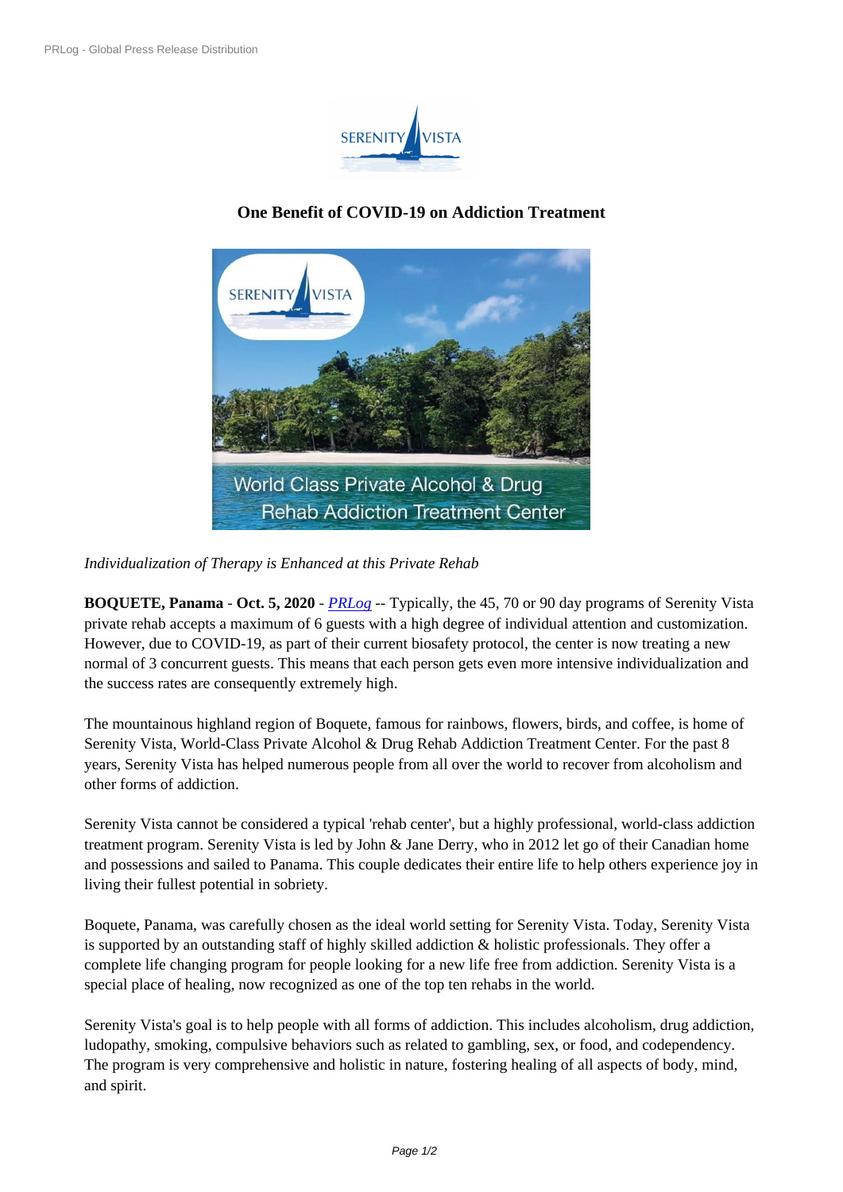# One Benefit of COVID-19 on Addiction Treatment

*Individualization of Therapy is Enhanced at this Private Rehab*

**BOQUETE, Panama** - **Oct. 5, 2020** - *PRLog* -- Typically, the 45, 70 or 90 day programs of Serenity Vista private rehab accepts a maximum of 6 guests with a high degree of individual attention and customization. However, due to COVID-19, as part of their current biosafety protocol, the center is now treating a new normal of 3 concurrent guests. This means that each person gets even more intensive individualization and the success rates are consequently extremely high.

The mountainous highland region of Boquete, famous for rainbows, flowers, birds, and coffee, is home of Serenity Vista, World-Class Private Alcohol & Drug Rehab Addiction Treatment Center. For the past 8 years, Serenity Vista has helped numerous people from all over the world to recover from alcoholism and other forms of addiction.

Serenity Vista cannot be considered a typical 'rehab center', but a highly professional, world-class addiction treatment program. Serenity Vista is led by John & Jane Derry, who in 2012 let go of their Canadian home and possessions and sailed to Panama. This couple dedicates their entire life to help others experience joy in living their fullest potential in sobriety.

Boquete, Panama, was carefully chosen as the ideal world setting for Serenity Vista. Today, Serenity Vista is supported by an outstanding staff of highly skilled addiction & holistic professionals. They offer a complete life changing program for people looking for a new life free from addiction. Serenity Vista is a special place of healing, now recognized as one of the top ten rehabs in the world.

Serenity Vista's goal is to help people with all forms of addiction. This includes alcoholism, drug addiction, ludopathy, smoking, compulsive behaviors such as related to gambling, sex, or food, and codependency. The program is very comprehensive and holistic in nature, fostering healing of all aspects of body, mind, and spirit.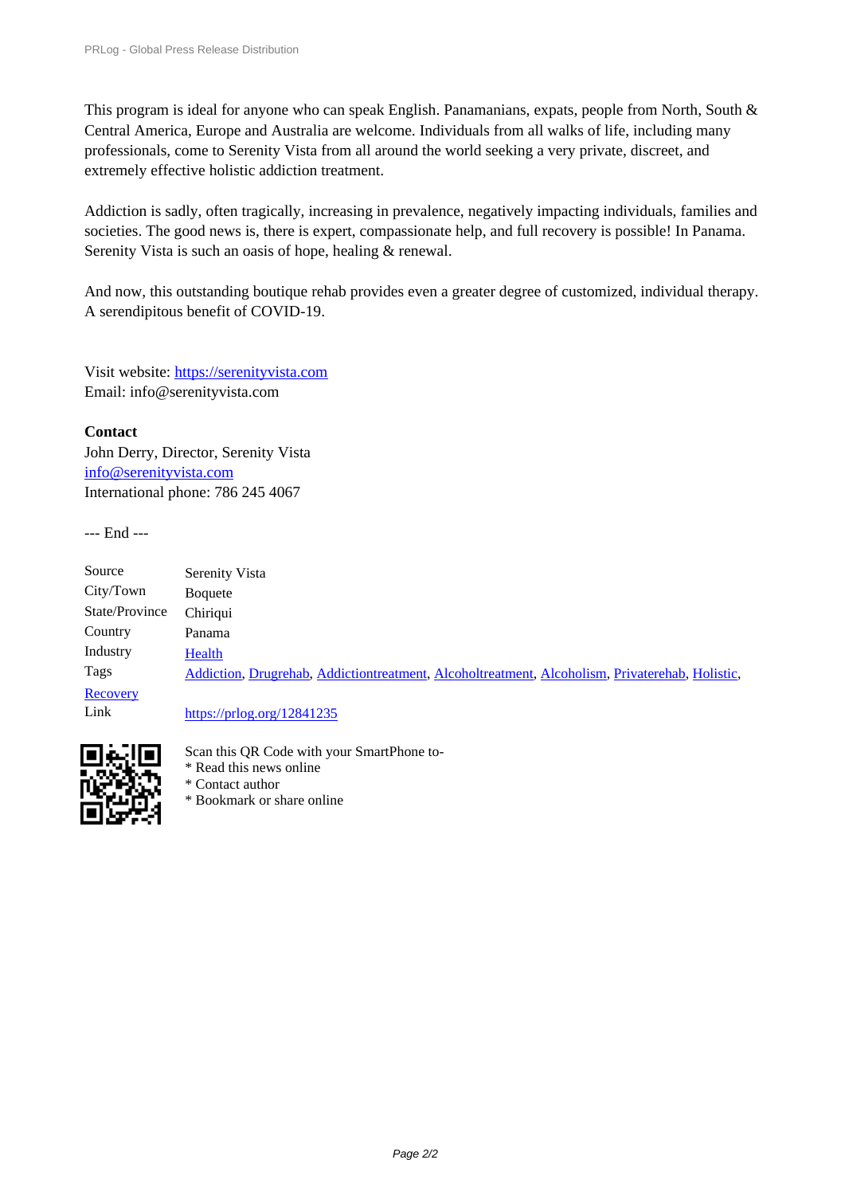This program is ideal for anyone who can speak English. Panamanians, expats, people from North, South & Central America, Europe and Australia are welcome. Individuals from all walks of life, including many professionals, come to Serenity Vista from all around the world seeking a very private, discreet, and extremely effective holistic addiction treatment.

Addiction is sadly, often tragically, increasing in prevalence, negatively impacting individuals, families and societies. The good news is, there is expert, compassionate help, and full recovery is possible! In Panama. Serenity Vista is such an oasis of hope, healing & renewal.

And now, this outstanding boutique rehab provides even a greater degree of customized, individual therapy. A serendipitous benefit of COVID-19.

Visit website: https://serenityvista.com
Email: info@serenityvista.com

**Contact**
John Derry, Director, Serenity Vista
info@serenityvista.com
International phone: 786 245 4067

--- End ---

| | |
|---|---|
| Source | Serenity Vista |
| City/Town | Boquete |
| State/Province | Chiriqui |
| Country | Panama |
| Industry | Health |
| Tags | Addiction, Drugrehab, Addictiontreatment, Alcoholtreatment, Alcoholism, Privaterehab, Holistic, Recovery |
| Link | https://prlog.org/12841235 |

Scan this QR Code with your SmartPhone to-
* Read this news online
* Contact author
* Bookmark or share online